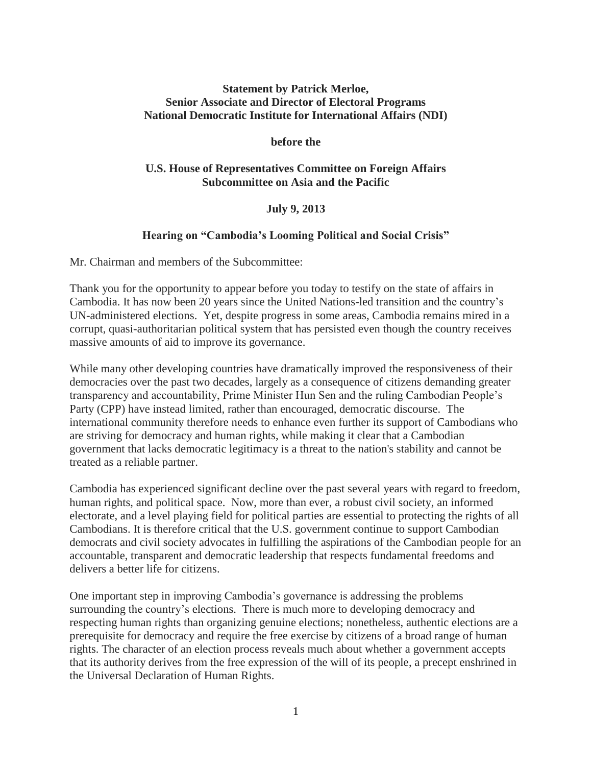**Statement by Patrick Merloe,**
**Senior Associate and Director of Electoral Programs**
**National Democratic Institute for International Affairs (NDI)**

**before the**

**U.S. House of Representatives Committee on Foreign Affairs**
**Subcommittee on Asia and the Pacific**

**July 9, 2013**

**Hearing on "Cambodia's Looming Political and Social Crisis"**

Mr. Chairman and members of the Subcommittee:

Thank you for the opportunity to appear before you today to testify on the state of affairs in Cambodia. It has now been 20 years since the United Nations-led transition and the country's UN-administered elections. Yet, despite progress in some areas, Cambodia remains mired in a corrupt, quasi-authoritarian political system that has persisted even though the country receives massive amounts of aid to improve its governance.

While many other developing countries have dramatically improved the responsiveness of their democracies over the past two decades, largely as a consequence of citizens demanding greater transparency and accountability, Prime Minister Hun Sen and the ruling Cambodian People's Party (CPP) have instead limited, rather than encouraged, democratic discourse. The international community therefore needs to enhance even further its support of Cambodians who are striving for democracy and human rights, while making it clear that a Cambodian government that lacks democratic legitimacy is a threat to the nation's stability and cannot be treated as a reliable partner.

Cambodia has experienced significant decline over the past several years with regard to freedom, human rights, and political space. Now, more than ever, a robust civil society, an informed electorate, and a level playing field for political parties are essential to protecting the rights of all Cambodians. It is therefore critical that the U.S. government continue to support Cambodian democrats and civil society advocates in fulfilling the aspirations of the Cambodian people for an accountable, transparent and democratic leadership that respects fundamental freedoms and delivers a better life for citizens.

One important step in improving Cambodia's governance is addressing the problems surrounding the country's elections. There is much more to developing democracy and respecting human rights than organizing genuine elections; nonetheless, authentic elections are a prerequisite for democracy and require the free exercise by citizens of a broad range of human rights. The character of an election process reveals much about whether a government accepts that its authority derives from the free expression of the will of its people, a precept enshrined in the Universal Declaration of Human Rights.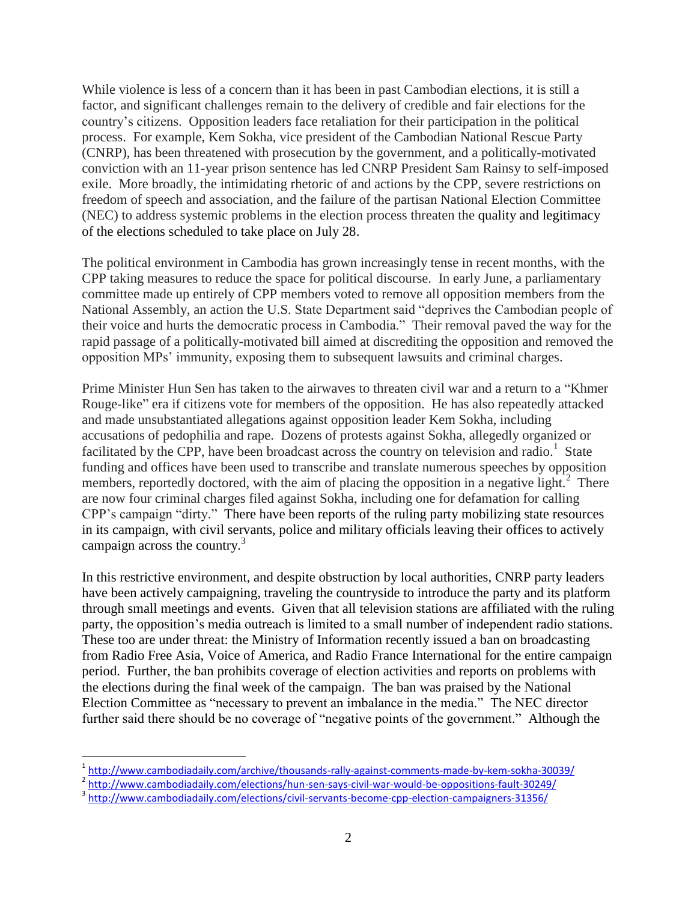While violence is less of a concern than it has been in past Cambodian elections, it is still a factor, and significant challenges remain to the delivery of credible and fair elections for the country's citizens. Opposition leaders face retaliation for their participation in the political process. For example, Kem Sokha, vice president of the Cambodian National Rescue Party (CNRP), has been threatened with prosecution by the government, and a politically-motivated conviction with an 11-year prison sentence has led CNRP President Sam Rainsy to self-imposed exile. More broadly, the intimidating rhetoric of and actions by the CPP, severe restrictions on freedom of speech and association, and the failure of the partisan National Election Committee (NEC) to address systemic problems in the election process threaten the quality and legitimacy of the elections scheduled to take place on July 28.

The political environment in Cambodia has grown increasingly tense in recent months, with the CPP taking measures to reduce the space for political discourse. In early June, a parliamentary committee made up entirely of CPP members voted to remove all opposition members from the National Assembly, an action the U.S. State Department said "deprives the Cambodian people of their voice and hurts the democratic process in Cambodia." Their removal paved the way for the rapid passage of a politically-motivated bill aimed at discrediting the opposition and removed the opposition MPs' immunity, exposing them to subsequent lawsuits and criminal charges.

Prime Minister Hun Sen has taken to the airwaves to threaten civil war and a return to a "Khmer Rouge-like" era if citizens vote for members of the opposition. He has also repeatedly attacked and made unsubstantiated allegations against opposition leader Kem Sokha, including accusations of pedophilia and rape. Dozens of protests against Sokha, allegedly organized or facilitated by the CPP, have been broadcast across the country on television and radio.[1] State funding and offices have been used to transcribe and translate numerous speeches by opposition members, reportedly doctored, with the aim of placing the opposition in a negative light.[2] There are now four criminal charges filed against Sokha, including one for defamation for calling CPP's campaign "dirty." There have been reports of the ruling party mobilizing state resources in its campaign, with civil servants, police and military officials leaving their offices to actively campaign across the country.[3]

In this restrictive environment, and despite obstruction by local authorities, CNRP party leaders have been actively campaigning, traveling the countryside to introduce the party and its platform through small meetings and events. Given that all television stations are affiliated with the ruling party, the opposition's media outreach is limited to a small number of independent radio stations. These too are under threat: the Ministry of Information recently issued a ban on broadcasting from Radio Free Asia, Voice of America, and Radio France International for the entire campaign period. Further, the ban prohibits coverage of election activities and reports on problems with the elections during the final week of the campaign. The ban was praised by the National Election Committee as "necessary to prevent an imbalance in the media." The NEC director further said there should be no coverage of "negative points of the government." Although the

---

[1] http://www.cambodiadaily.com/archive/thousands-rally-against-comments-made-by-kem-sokha-30039/

[2] http://www.cambodiadaily.com/elections/hun-sen-says-civil-war-would-be-oppositions-fault-30249/

[3] http://www.cambodiadaily.com/elections/civil-servants-become-cpp-election-campaigners-31356/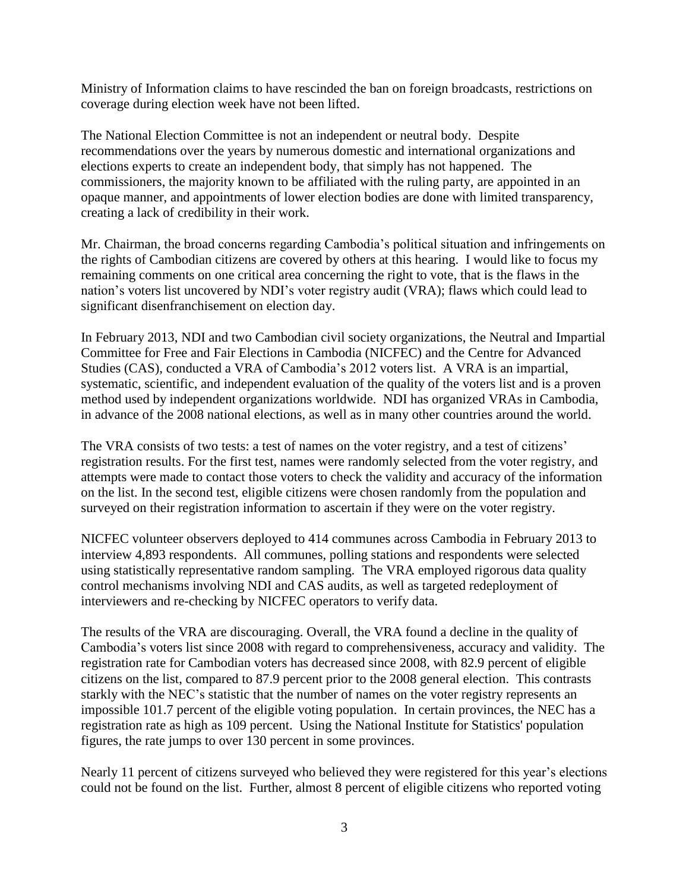Ministry of Information claims to have rescinded the ban on foreign broadcasts, restrictions on coverage during election week have not been lifted.

The National Election Committee is not an independent or neutral body. Despite recommendations over the years by numerous domestic and international organizations and elections experts to create an independent body, that simply has not happened. The commissioners, the majority known to be affiliated with the ruling party, are appointed in an opaque manner, and appointments of lower election bodies are done with limited transparency, creating a lack of credibility in their work.

Mr. Chairman, the broad concerns regarding Cambodia's political situation and infringements on the rights of Cambodian citizens are covered by others at this hearing. I would like to focus my remaining comments on one critical area concerning the right to vote, that is the flaws in the nation's voters list uncovered by NDI's voter registry audit (VRA); flaws which could lead to significant disenfranchisement on election day.

In February 2013, NDI and two Cambodian civil society organizations, the Neutral and Impartial Committee for Free and Fair Elections in Cambodia (NICFEC) and the Centre for Advanced Studies (CAS), conducted a VRA of Cambodia's 2012 voters list. A VRA is an impartial, systematic, scientific, and independent evaluation of the quality of the voters list and is a proven method used by independent organizations worldwide. NDI has organized VRAs in Cambodia, in advance of the 2008 national elections, as well as in many other countries around the world.

The VRA consists of two tests: a test of names on the voter registry, and a test of citizens' registration results. For the first test, names were randomly selected from the voter registry, and attempts were made to contact those voters to check the validity and accuracy of the information on the list. In the second test, eligible citizens were chosen randomly from the population and surveyed on their registration information to ascertain if they were on the voter registry.

NICFEC volunteer observers deployed to 414 communes across Cambodia in February 2013 to interview 4,893 respondents. All communes, polling stations and respondents were selected using statistically representative random sampling. The VRA employed rigorous data quality control mechanisms involving NDI and CAS audits, as well as targeted redeployment of interviewers and re-checking by NICFEC operators to verify data.

The results of the VRA are discouraging. Overall, the VRA found a decline in the quality of Cambodia's voters list since 2008 with regard to comprehensiveness, accuracy and validity. The registration rate for Cambodian voters has decreased since 2008, with 82.9 percent of eligible citizens on the list, compared to 87.9 percent prior to the 2008 general election. This contrasts starkly with the NEC's statistic that the number of names on the voter registry represents an impossible 101.7 percent of the eligible voting population. In certain provinces, the NEC has a registration rate as high as 109 percent. Using the National Institute for Statistics' population figures, the rate jumps to over 130 percent in some provinces.

Nearly 11 percent of citizens surveyed who believed they were registered for this year's elections could not be found on the list. Further, almost 8 percent of eligible citizens who reported voting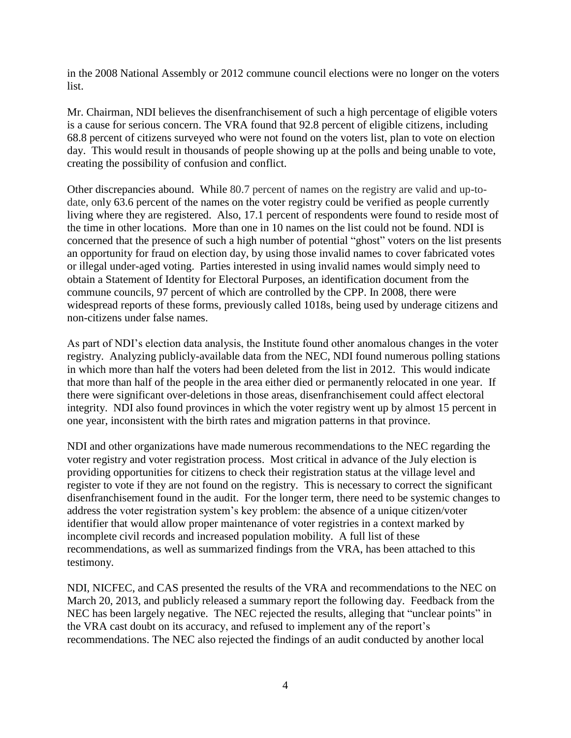in the 2008 National Assembly or 2012 commune council elections were no longer on the voters list.

Mr. Chairman, NDI believes the disenfranchisement of such a high percentage of eligible voters is a cause for serious concern. The VRA found that 92.8 percent of eligible citizens, including 68.8 percent of citizens surveyed who were not found on the voters list, plan to vote on election day. This would result in thousands of people showing up at the polls and being unable to vote, creating the possibility of confusion and conflict.

Other discrepancies abound. While 80.7 percent of names on the registry are valid and up-to-date, only 63.6 percent of the names on the voter registry could be verified as people currently living where they are registered. Also, 17.1 percent of respondents were found to reside most of the time in other locations. More than one in 10 names on the list could not be found. NDI is concerned that the presence of such a high number of potential "ghost" voters on the list presents an opportunity for fraud on election day, by using those invalid names to cover fabricated votes or illegal under-aged voting. Parties interested in using invalid names would simply need to obtain a Statement of Identity for Electoral Purposes, an identification document from the commune councils, 97 percent of which are controlled by the CPP. In 2008, there were widespread reports of these forms, previously called 1018s, being used by underage citizens and non-citizens under false names.

As part of NDI's election data analysis, the Institute found other anomalous changes in the voter registry. Analyzing publicly-available data from the NEC, NDI found numerous polling stations in which more than half the voters had been deleted from the list in 2012. This would indicate that more than half of the people in the area either died or permanently relocated in one year. If there were significant over-deletions in those areas, disenfranchisement could affect electoral integrity. NDI also found provinces in which the voter registry went up by almost 15 percent in one year, inconsistent with the birth rates and migration patterns in that province.

NDI and other organizations have made numerous recommendations to the NEC regarding the voter registry and voter registration process. Most critical in advance of the July election is providing opportunities for citizens to check their registration status at the village level and register to vote if they are not found on the registry. This is necessary to correct the significant disenfranchisement found in the audit. For the longer term, there need to be systemic changes to address the voter registration system's key problem: the absence of a unique citizen/voter identifier that would allow proper maintenance of voter registries in a context marked by incomplete civil records and increased population mobility. A full list of these recommendations, as well as summarized findings from the VRA, has been attached to this testimony.

NDI, NICFEC, and CAS presented the results of the VRA and recommendations to the NEC on March 20, 2013, and publicly released a summary report the following day. Feedback from the NEC has been largely negative. The NEC rejected the results, alleging that "unclear points" in the VRA cast doubt on its accuracy, and refused to implement any of the report's recommendations. The NEC also rejected the findings of an audit conducted by another local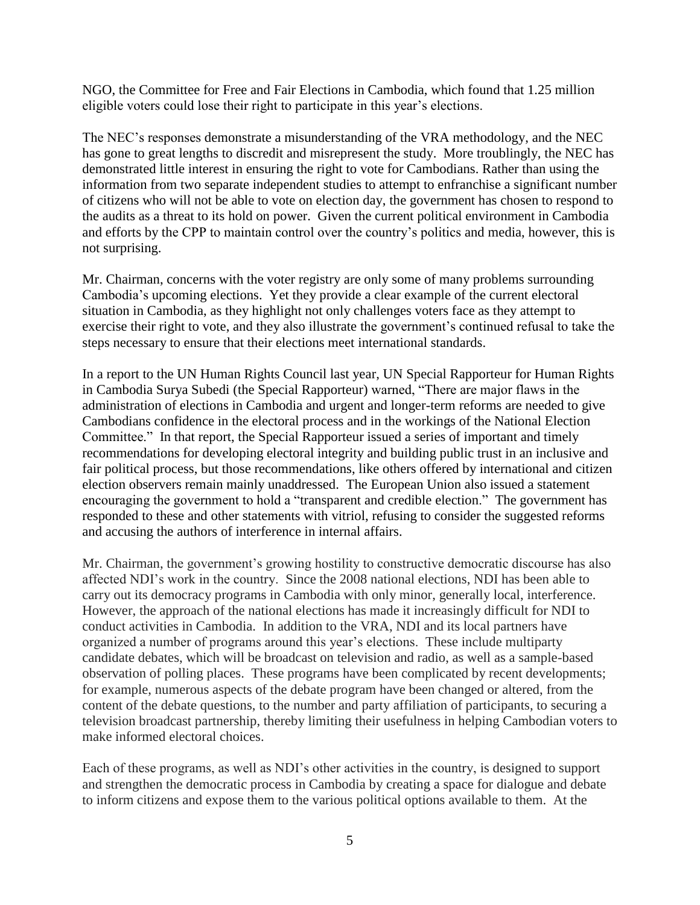NGO, the Committee for Free and Fair Elections in Cambodia, which found that 1.25 million eligible voters could lose their right to participate in this year's elections.

The NEC's responses demonstrate a misunderstanding of the VRA methodology, and the NEC has gone to great lengths to discredit and misrepresent the study. More troublingly, the NEC has demonstrated little interest in ensuring the right to vote for Cambodians. Rather than using the information from two separate independent studies to attempt to enfranchise a significant number of citizens who will not be able to vote on election day, the government has chosen to respond to the audits as a threat to its hold on power. Given the current political environment in Cambodia and efforts by the CPP to maintain control over the country's politics and media, however, this is not surprising.

Mr. Chairman, concerns with the voter registry are only some of many problems surrounding Cambodia's upcoming elections. Yet they provide a clear example of the current electoral situation in Cambodia, as they highlight not only challenges voters face as they attempt to exercise their right to vote, and they also illustrate the government's continued refusal to take the steps necessary to ensure that their elections meet international standards.

In a report to the UN Human Rights Council last year, UN Special Rapporteur for Human Rights in Cambodia Surya Subedi (the Special Rapporteur) warned, "There are major flaws in the administration of elections in Cambodia and urgent and longer-term reforms are needed to give Cambodians confidence in the electoral process and in the workings of the National Election Committee." In that report, the Special Rapporteur issued a series of important and timely recommendations for developing electoral integrity and building public trust in an inclusive and fair political process, but those recommendations, like others offered by international and citizen election observers remain mainly unaddressed. The European Union also issued a statement encouraging the government to hold a "transparent and credible election." The government has responded to these and other statements with vitriol, refusing to consider the suggested reforms and accusing the authors of interference in internal affairs.

Mr. Chairman, the government's growing hostility to constructive democratic discourse has also affected NDI's work in the country. Since the 2008 national elections, NDI has been able to carry out its democracy programs in Cambodia with only minor, generally local, interference. However, the approach of the national elections has made it increasingly difficult for NDI to conduct activities in Cambodia. In addition to the VRA, NDI and its local partners have organized a number of programs around this year's elections. These include multiparty candidate debates, which will be broadcast on television and radio, as well as a sample-based observation of polling places. These programs have been complicated by recent developments; for example, numerous aspects of the debate program have been changed or altered, from the content of the debate questions, to the number and party affiliation of participants, to securing a television broadcast partnership, thereby limiting their usefulness in helping Cambodian voters to make informed electoral choices.

Each of these programs, as well as NDI's other activities in the country, is designed to support and strengthen the democratic process in Cambodia by creating a space for dialogue and debate to inform citizens and expose them to the various political options available to them. At the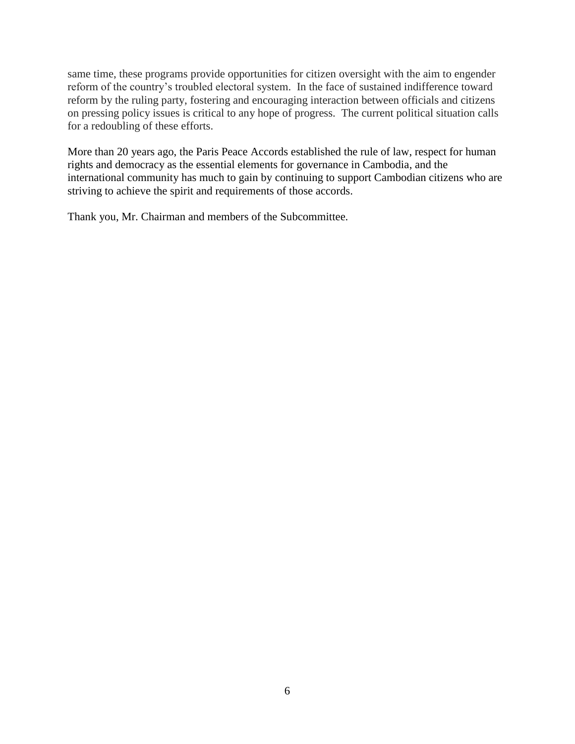same time, these programs provide opportunities for citizen oversight with the aim to engender reform of the country's troubled electoral system. In the face of sustained indifference toward reform by the ruling party, fostering and encouraging interaction between officials and citizens on pressing policy issues is critical to any hope of progress. The current political situation calls for a redoubling of these efforts.

More than 20 years ago, the Paris Peace Accords established the rule of law, respect for human rights and democracy as the essential elements for governance in Cambodia, and the international community has much to gain by continuing to support Cambodian citizens who are striving to achieve the spirit and requirements of those accords.

Thank you, Mr. Chairman and members of the Subcommittee.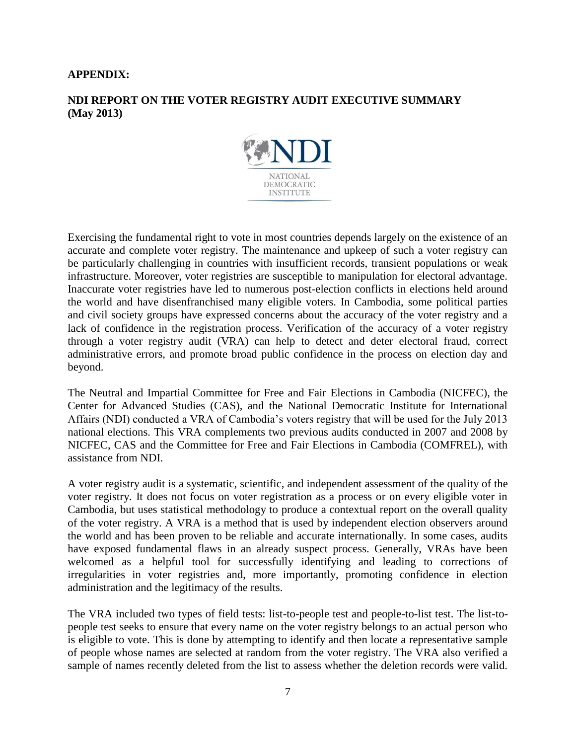**APPENDIX:**

**NDI REPORT ON THE VOTER REGISTRY AUDIT EXECUTIVE SUMMARY (May 2013)**

Exercising the fundamental right to vote in most countries depends largely on the existence of an accurate and complete voter registry. The maintenance and upkeep of such a voter registry can be particularly challenging in countries with insufficient records, transient populations or weak infrastructure. Moreover, voter registries are susceptible to manipulation for electoral advantage. Inaccurate voter registries have led to numerous post-election conflicts in elections held around the world and have disenfranchised many eligible voters. In Cambodia, some political parties and civil society groups have expressed concerns about the accuracy of the voter registry and a lack of confidence in the registration process. Verification of the accuracy of a voter registry through a voter registry audit (VRA) can help to detect and deter electoral fraud, correct administrative errors, and promote broad public confidence in the process on election day and beyond.

The Neutral and Impartial Committee for Free and Fair Elections in Cambodia (NICFEC), the Center for Advanced Studies (CAS), and the National Democratic Institute for International Affairs (NDI) conducted a VRA of Cambodia's voters registry that will be used for the July 2013 national elections. This VRA complements two previous audits conducted in 2007 and 2008 by NICFEC, CAS and the Committee for Free and Fair Elections in Cambodia (COMFREL), with assistance from NDI.

A voter registry audit is a systematic, scientific, and independent assessment of the quality of the voter registry. It does not focus on voter registration as a process or on every eligible voter in Cambodia, but uses statistical methodology to produce a contextual report on the overall quality of the voter registry. A VRA is a method that is used by independent election observers around the world and has been proven to be reliable and accurate internationally. In some cases, audits have exposed fundamental flaws in an already suspect process. Generally, VRAs have been welcomed as a helpful tool for successfully identifying and leading to corrections of irregularities in voter registries and, more importantly, promoting confidence in election administration and the legitimacy of the results.

The VRA included two types of field tests: list-to-people test and people-to-list test. The list-to-people test seeks to ensure that every name on the voter registry belongs to an actual person who is eligible to vote. This is done by attempting to identify and then locate a representative sample of people whose names are selected at random from the voter registry. The VRA also verified a sample of names recently deleted from the list to assess whether the deletion records were valid.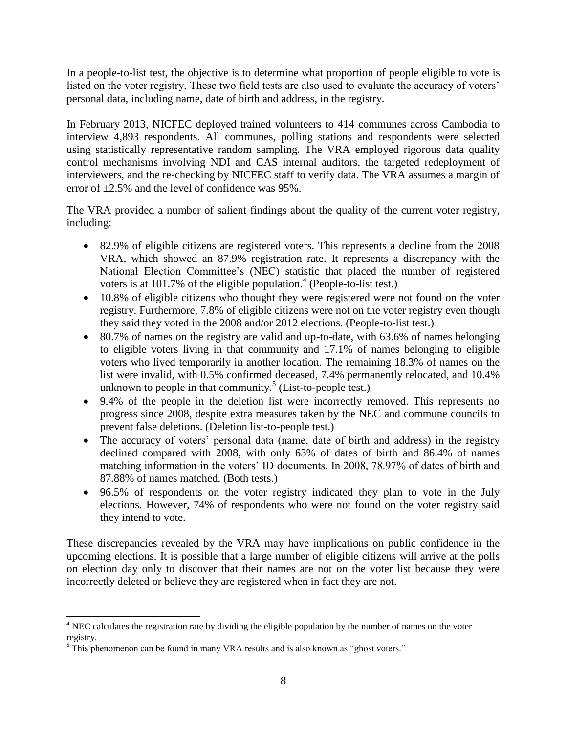In a people-to-list test, the objective is to determine what proportion of people eligible to vote is listed on the voter registry. These two field tests are also used to evaluate the accuracy of voters' personal data, including name, date of birth and address, in the registry.

In February 2013, NICFEC deployed trained volunteers to 414 communes across Cambodia to interview 4,893 respondents. All communes, polling stations and respondents were selected using statistically representative random sampling. The VRA employed rigorous data quality control mechanisms involving NDI and CAS internal auditors, the targeted redeployment of interviewers, and the re-checking by NICFEC staff to verify data. The VRA assumes a margin of error of ±2.5% and the level of confidence was 95%.

The VRA provided a number of salient findings about the quality of the current voter registry, including:

- 82.9% of eligible citizens are registered voters. This represents a decline from the 2008 VRA, which showed an 87.9% registration rate. It represents a discrepancy with the National Election Committee's (NEC) statistic that placed the number of registered voters is at 101.7% of the eligible population.[4] (People-to-list test.)
- 10.8% of eligible citizens who thought they were registered were not found on the voter registry. Furthermore, 7.8% of eligible citizens were not on the voter registry even though they said they voted in the 2008 and/or 2012 elections. (People-to-list test.)
- 80.7% of names on the registry are valid and up-to-date, with 63.6% of names belonging to eligible voters living in that community and 17.1% of names belonging to eligible voters who lived temporarily in another location. The remaining 18.3% of names on the list were invalid, with 0.5% confirmed deceased, 7.4% permanently relocated, and 10.4% unknown to people in that community.[5] (List-to-people test.)
- 9.4% of the people in the deletion list were incorrectly removed. This represents no progress since 2008, despite extra measures taken by the NEC and commune councils to prevent false deletions. (Deletion list-to-people test.)
- The accuracy of voters' personal data (name, date of birth and address) in the registry declined compared with 2008, with only 63% of dates of birth and 86.4% of names matching information in the voters' ID documents. In 2008, 78.97% of dates of birth and 87.88% of names matched. (Both tests.)
- 96.5% of respondents on the voter registry indicated they plan to vote in the July elections. However, 74% of respondents who were not found on the voter registry said they intend to vote.

These discrepancies revealed by the VRA may have implications on public confidence in the upcoming elections. It is possible that a large number of eligible citizens will arrive at the polls on election day only to discover that their names are not on the voter list because they were incorrectly deleted or believe they are registered when in fact they are not.

[4] NEC calculates the registration rate by dividing the eligible population by the number of names on the voter registry.

[5] This phenomenon can be found in many VRA results and is also known as "ghost voters."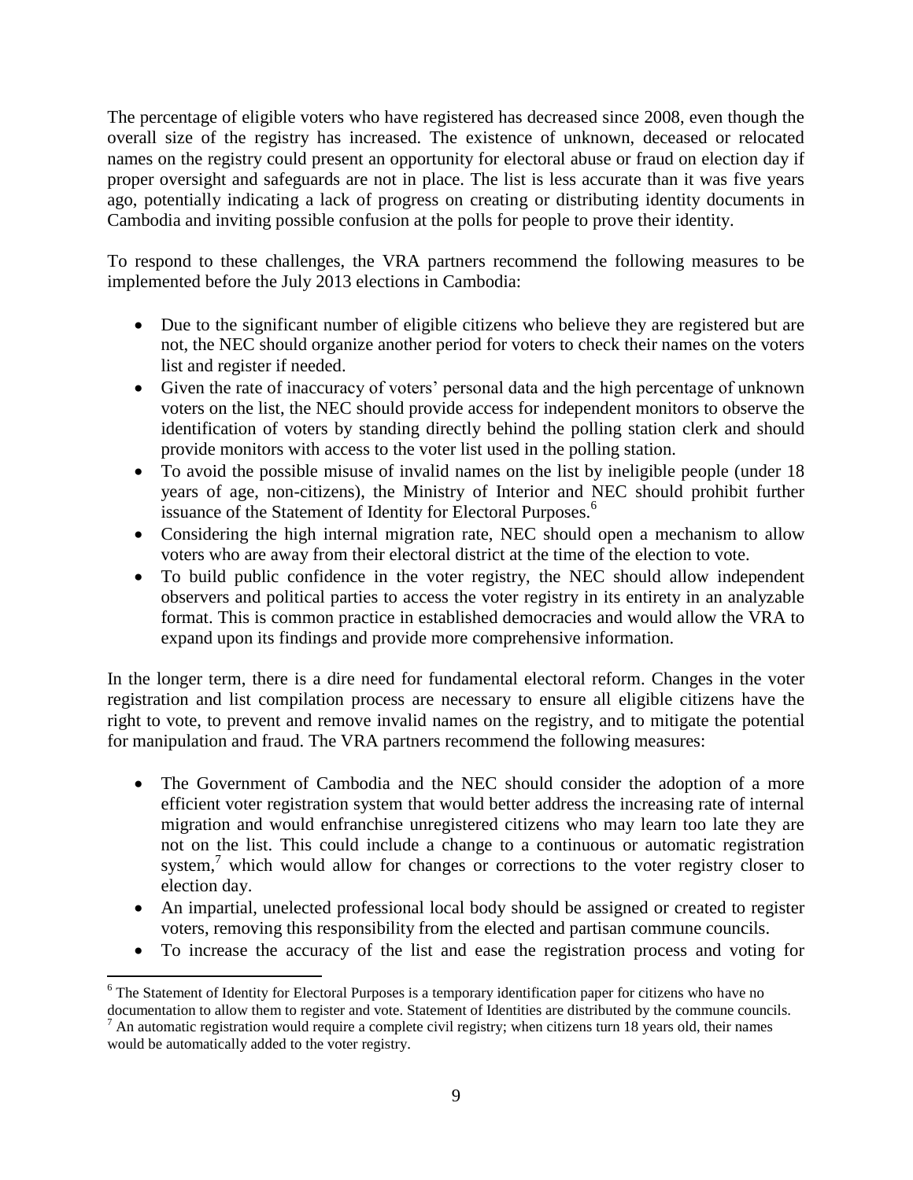The percentage of eligible voters who have registered has decreased since 2008, even though the overall size of the registry has increased. The existence of unknown, deceased or relocated names on the registry could present an opportunity for electoral abuse or fraud on election day if proper oversight and safeguards are not in place. The list is less accurate than it was five years ago, potentially indicating a lack of progress on creating or distributing identity documents in Cambodia and inviting possible confusion at the polls for people to prove their identity.

To respond to these challenges, the VRA partners recommend the following measures to be implemented before the July 2013 elections in Cambodia:

- Due to the significant number of eligible citizens who believe they are registered but are not, the NEC should organize another period for voters to check their names on the voters list and register if needed.
- Given the rate of inaccuracy of voters' personal data and the high percentage of unknown voters on the list, the NEC should provide access for independent monitors to observe the identification of voters by standing directly behind the polling station clerk and should provide monitors with access to the voter list used in the polling station.
- To avoid the possible misuse of invalid names on the list by ineligible people (under 18 years of age, non-citizens), the Ministry of Interior and NEC should prohibit further issuance of the Statement of Identity for Electoral Purposes.[6]
- Considering the high internal migration rate, NEC should open a mechanism to allow voters who are away from their electoral district at the time of the election to vote.
- To build public confidence in the voter registry, the NEC should allow independent observers and political parties to access the voter registry in its entirety in an analyzable format. This is common practice in established democracies and would allow the VRA to expand upon its findings and provide more comprehensive information.

In the longer term, there is a dire need for fundamental electoral reform. Changes in the voter registration and list compilation process are necessary to ensure all eligible citizens have the right to vote, to prevent and remove invalid names on the registry, and to mitigate the potential for manipulation and fraud. The VRA partners recommend the following measures:

- The Government of Cambodia and the NEC should consider the adoption of a more efficient voter registration system that would better address the increasing rate of internal migration and would enfranchise unregistered citizens who may learn too late they are not on the list. This could include a change to a continuous or automatic registration system,[7] which would allow for changes or corrections to the voter registry closer to election day.
- An impartial, unelected professional local body should be assigned or created to register voters, removing this responsibility from the elected and partisan commune councils.
- To increase the accuracy of the list and ease the registration process and voting for

[6] The Statement of Identity for Electoral Purposes is a temporary identification paper for citizens who have no documentation to allow them to register and vote. Statement of Identities are distributed by the commune councils.

[7] An automatic registration would require a complete civil registry; when citizens turn 18 years old, their names would be automatically added to the voter registry.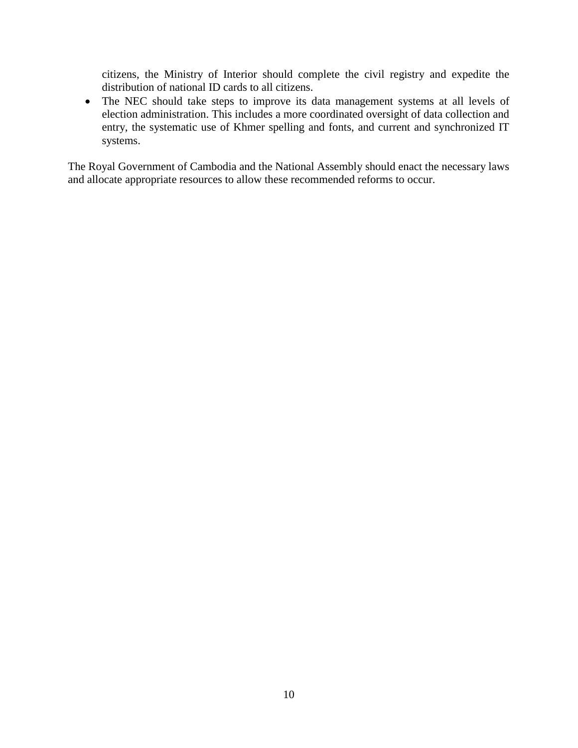citizens, the Ministry of Interior should complete the civil registry and expedite the distribution of national ID cards to all citizens.

- The NEC should take steps to improve its data management systems at all levels of election administration. This includes a more coordinated oversight of data collection and entry, the systematic use of Khmer spelling and fonts, and current and synchronized IT systems.

The Royal Government of Cambodia and the National Assembly should enact the necessary laws and allocate appropriate resources to allow these recommended reforms to occur.